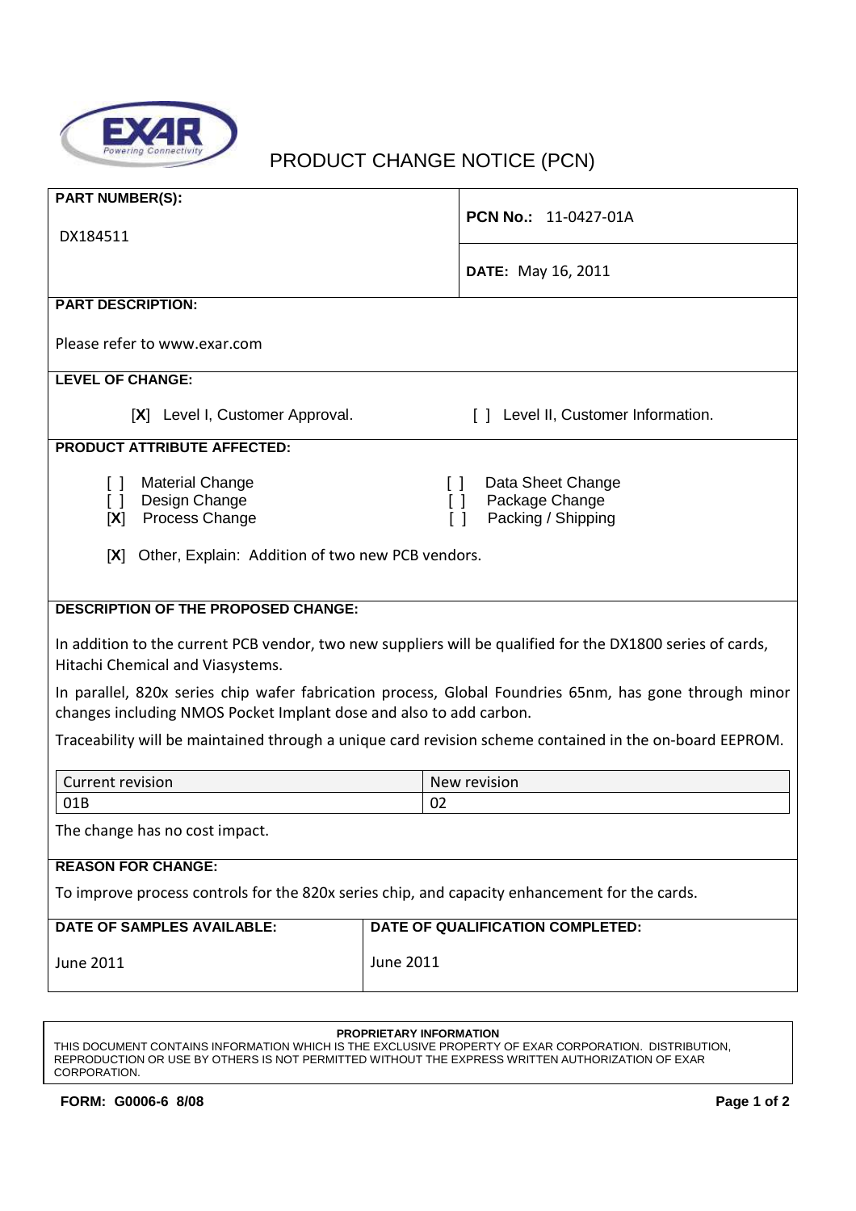# PRODUCT CHANGE NOTICE (PCN)

**PART NUMBER(S):**

DX184511

**PCN No.:** 11-0427-01A

**DATE:** May 16, 2011

**PART DESCRIPTION:**

Please refer to www.exar.com

**LEVEL OF CHANGE:**

[**X**] Level I, Customer Approval.

[ ] Level II, Customer Information.

**PRODUCT ATTRIBUTE AFFECTED:**

[ ] Material Change
[ ] Design Change
[**X**] Process Change

[ ] Data Sheet Change
[ ] Package Change
[ ] Packing / Shipping

[**X**] Other, Explain: Addition of two new PCB vendors.

**DESCRIPTION OF THE PROPOSED CHANGE:**

In addition to the current PCB vendor, two new suppliers will be qualified for the DX1800 series of cards, Hitachi Chemical and Viasystems.

In parallel, 820x series chip wafer fabrication process, Global Foundries 65nm, has gone through minor changes including NMOS Pocket Implant dose and also to add carbon.

Traceability will be maintained through a unique card revision scheme contained in the on-board EEPROM.

| Current revision | New revision |
| --- | --- |
| 01B | 02 |

The change has no cost impact.

**REASON FOR CHANGE:**

To improve process controls for the 820x series chip, and capacity enhancement for the cards.

| **DATE OF SAMPLES AVAILABLE:** | **DATE OF QUALIFICATION COMPLETED:** |
| --- | --- |
| June 2011 | June 2011 |

**PROPRIETARY INFORMATION**
THIS DOCUMENT CONTAINS INFORMATION WHICH IS THE EXCLUSIVE PROPERTY OF EXAR CORPORATION. DISTRIBUTION, REPRODUCTION OR USE BY OTHERS IS NOT PERMITTED WITHOUT THE EXPRESS WRITTEN AUTHORIZATION OF EXAR CORPORATION.

**FORM: G0006-6 8/08**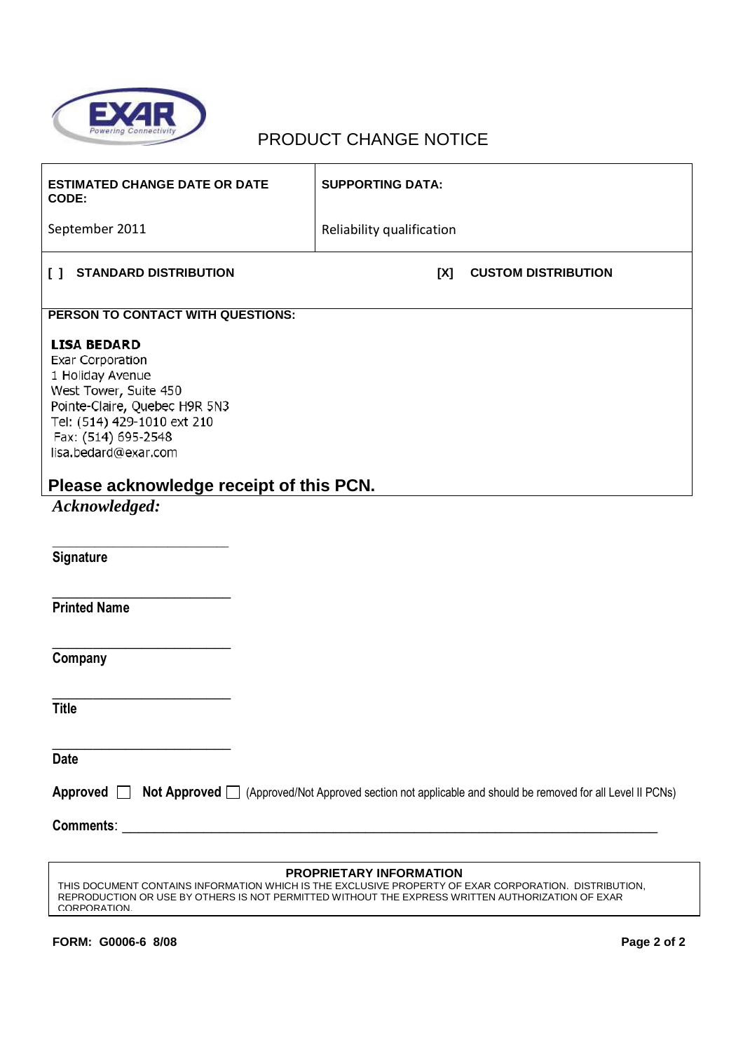# PRODUCT CHANGE NOTICE

| | |
|---|---|
| **ESTIMATED CHANGE DATE OR DATE CODE:**<br><br>September 2011 | **SUPPORTING DATA:**<br><br>Reliability qualification |
| **[ ] STANDARD DISTRIBUTION** | **[X] CUSTOM DISTRIBUTION** |

**PERSON TO CONTACT WITH QUESTIONS:**

**LISA BEDARD**
Exar Corporation
1 Holiday Avenue
West Tower, Suite 450
Pointe-Claire, Quebec H9R 5N3
Tel: (514) 429-1010 ext 210
Fax: (514) 695-2548
lisa.bedard@exar.com

## Please acknowledge receipt of this PCN.

***Acknowledged:***

\_\_\_\_\_\_\_\_\_\_\_\_\_\_\_\_\_\_\_\_\_\_\_\_\_\_
**Signature**

\_\_\_\_\_\_\_\_\_\_\_\_\_\_\_\_\_\_\_\_\_\_\_\_\_\_
**Printed Name**

\_\_\_\_\_\_\_\_\_\_\_\_\_\_\_\_\_\_\_\_\_\_\_\_\_\_
**Company**

\_\_\_\_\_\_\_\_\_\_\_\_\_\_\_\_\_\_\_\_\_\_\_\_\_\_
**Title**

\_\_\_\_\_\_\_\_\_\_\_\_\_\_\_\_\_\_\_\_\_\_\_\_\_\_
**Date**

**Approved** ☐ **Not Approved** ☐ (Approved/Not Approved section not applicable and should be removed for all Level II PCNs)

**Comments**: \_\_\_\_\_\_\_\_\_\_\_\_\_\_\_\_\_\_\_\_\_\_\_\_\_\_\_\_\_\_\_\_\_\_\_\_\_\_\_\_\_\_\_\_\_\_\_\_\_\_\_\_\_\_\_\_\_\_\_\_\_\_\_\_\_\_\_\_\_\_\_\_

**PROPRIETARY INFORMATION**

THIS DOCUMENT CONTAINS INFORMATION WHICH IS THE EXCLUSIVE PROPERTY OF EXAR CORPORATION. DISTRIBUTION, REPRODUCTION OR USE BY OTHERS IS NOT PERMITTED WITHOUT THE EXPRESS WRITTEN AUTHORIZATION OF EXAR CORPORATION.

**FORM: G0006-6 8/08**